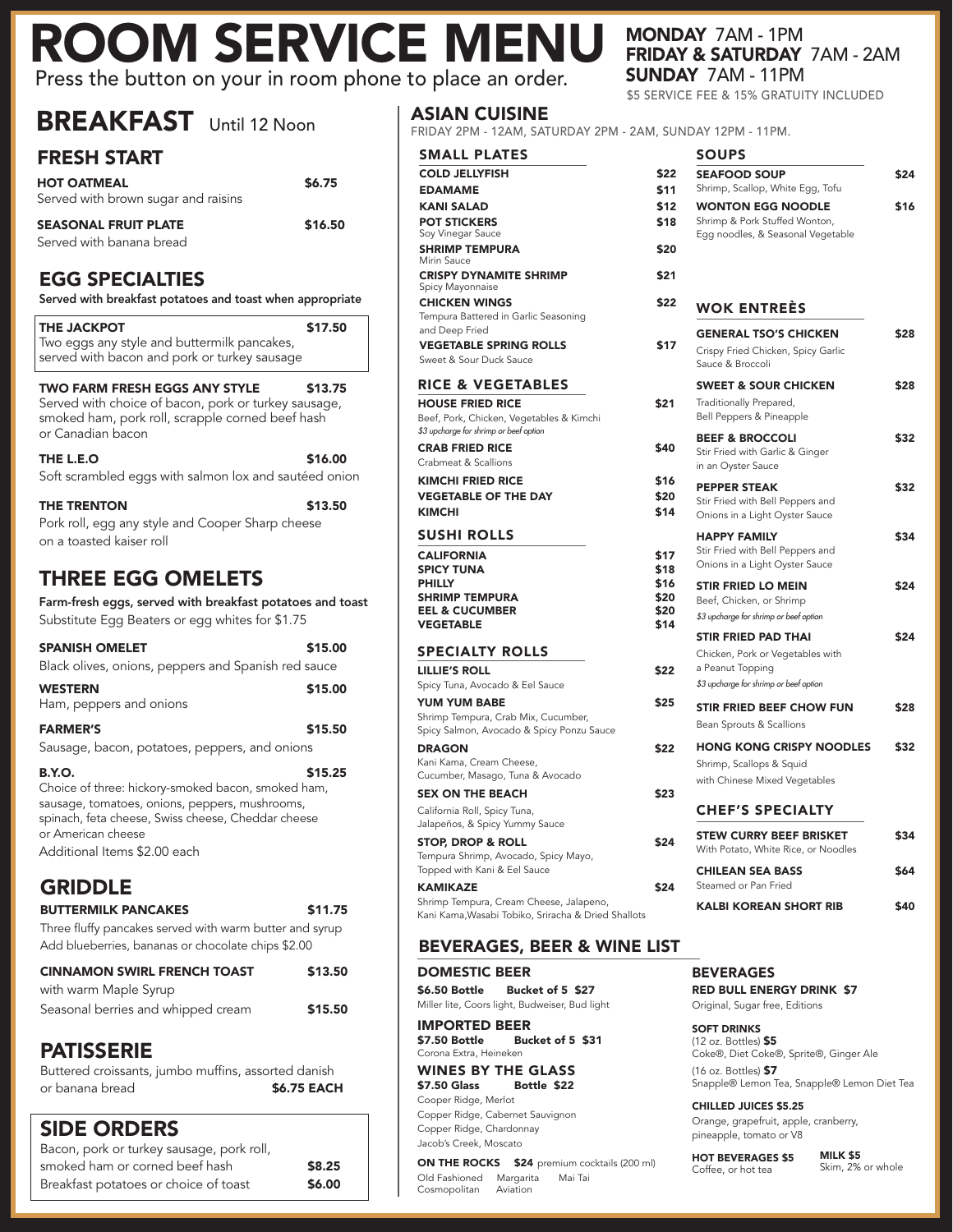# ROOM SERVICE MENU

Press the button on your in room phone to place an order.

**MONDAY** 7AM - 1PM
**FRIDAY & SATURDAY** 7AM - 2AM
**SUNDAY** 7AM - 11PM

$5 SERVICE FEE & 15% GRATUITY INCLUDED

## BREAKFAST Until 12 Noon

### FRESH START

**HOT OATMEAL** $6.75
Served with brown sugar and raisins

**SEASONAL FRUIT PLATE** $16.50
Served with banana bread

### EGG SPECIALTIES

**Served with breakfast potatoes and toast when appropriate**

**THE JACKPOT** $17.50
Two eggs any style and buttermilk pancakes, served with bacon and pork or turkey sausage

**TWO FARM FRESH EGGS ANY STYLE** $13.75
Served with choice of bacon, pork or turkey sausage, smoked ham, pork roll, scrapple corned beef hash or Canadian bacon

**THE L.E.O** $16.00
Soft scrambled eggs with salmon lox and sautéed onion

**THE TRENTON** $13.50
Pork roll, egg any style and Cooper Sharp cheese on a toasted kaiser roll

### THREE EGG OMELETS

**Farm-fresh eggs, served with breakfast potatoes and toast**
Substitute Egg Beaters or egg whites for $1.75

**SPANISH OMELET** $15.00
Black olives, onions, peppers and Spanish red sauce

**WESTERN** $15.00
Ham, peppers and onions

**FARMER'S** $15.50
Sausage, bacon, potatoes, peppers, and onions

**B.Y.O.** $15.25
Choice of three: hickory-smoked bacon, smoked ham, sausage, tomatoes, onions, peppers, mushrooms, spinach, feta cheese, Swiss cheese, Cheddar cheese or American cheese
Additional Items $2.00 each

### GRIDDLE

**BUTTERMILK PANCAKES** $11.75
Three fluffy pancakes served with warm butter and syrup
Add blueberries, bananas or chocolate chips $2.00

**CINNAMON SWIRL FRENCH TOAST** $13.50
with warm Maple Syrup
Seasonal berries and whipped cream $15.50

### PATISSERIE

Buttered croissants, jumbo muffins, assorted danish or banana bread **$6.75 EACH**

### SIDE ORDERS

Bacon, pork or turkey sausage, pork roll, smoked ham or corned beef hash **$8.25**
Breakfast potatoes or choice of toast **$6.00**

## ASIAN CUISINE

FRIDAY 2PM - 12AM, SATURDAY 2PM - 2AM, SUNDAY 12PM - 11PM.

### SMALL PLATES

**COLD JELLYFISH** $22
**EDAMAME** $11
**KANI SALAD** $12
**POT STICKERS** $18
Soy Vinegar Sauce
**SHRIMP TEMPURA** $20
Mirin Sauce
**CRISPY DYNAMITE SHRIMP** $21
Spicy Mayonnaise
**CHICKEN WINGS** $22
Tempura Battered in Garlic Seasoning and Deep Fried
**VEGETABLE SPRING ROLLS** $17
Sweet & Sour Duck Sauce

### RICE & VEGETABLES

**HOUSE FRIED RICE** $21
Beef, Pork, Chicken, Vegetables & Kimchi
*$3 upcharge for shrimp or beef option*
**CRAB FRIED RICE** $40
Crabmeat & Scallions
**KIMCHI FRIED RICE** $16
**VEGETABLE OF THE DAY** $20
**KIMCHI** $14

### SUSHI ROLLS

**CALIFORNIA** $17
**SPICY TUNA** $18
**PHILLY** $16
**SHRIMP TEMPURA** $20
**EEL & CUCUMBER** $20
**VEGETABLE** $14

### SPECIALTY ROLLS

**LILLIE'S ROLL** $22
Spicy Tuna, Avocado & Eel Sauce
**YUM YUM BABE** $25
Shrimp Tempura, Crab Mix, Cucumber, Spicy Salmon, Avocado & Spicy Ponzu Sauce
**DRAGON** $22
Kani Kama, Cream Cheese, Cucumber, Masago, Tuna & Avocado
**SEX ON THE BEACH** $23
California Roll, Spicy Tuna, Jalapeños, & Spicy Yummy Sauce
**STOP, DROP & ROLL** $24
Tempura Shrimp, Avocado, Spicy Mayo, Topped with Kani & Eel Sauce
**KAMIKAZE** $24
Shrimp Tempura, Cream Cheese, Jalapeno, Kani Kama,Wasabi Tobiko, Sriracha & Dried Shallots

### SOUPS

**SEAFOOD SOUP** $24
Shrimp, Scallop, White Egg, Tofu
**WONTON EGG NOODLE** $16
Shrimp & Pork Stuffed Wonton, Egg noodles, & Seasonal Vegetable

### WOK ENTREÈS

**GENERAL TSO'S CHICKEN** $28
Crispy Fried Chicken, Spicy Garlic Sauce & Broccoli
**SWEET & SOUR CHICKEN** $28
Traditionally Prepared, Bell Peppers & Pineapple
**BEEF & BROCCOLI** $32
Stir Fried with Garlic & Ginger in an Oyster Sauce
**PEPPER STEAK** $32
Stir Fried with Bell Peppers and Onions in a Light Oyster Sauce
**HAPPY FAMILY** $34
Stir Fried with Bell Peppers and Onions in a Light Oyster Sauce
**STIR FRIED LO MEIN** $24
Beef, Chicken, or Shrimp
*$3 upcharge for shrimp or beef option*
**STIR FRIED PAD THAI** $24
Chicken, Pork or Vegetables with a Peanut Topping
*$3 upcharge for shrimp or beef option*
**STIR FRIED BEEF CHOW FUN** $28
Bean Sprouts & Scallions
**HONG KONG CRISPY NOODLES** $32
Shrimp, Scallops & Squid with Chinese Mixed Vegetables

### CHEF'S SPECIALTY

**STEW CURRY BEEF BRISKET** $34
With Potato, White Rice, or Noodles
**CHILEAN SEA BASS** $64
Steamed or Pan Fried
**KALBI KOREAN SHORT RIB** $40

## BEVERAGES, BEER & WINE LIST

### DOMESTIC BEER

**$6.50 Bottle** **Bucket of 5 $27**
Miller lite, Coors light, Budweiser, Bud light

### IMPORTED BEER

**$7.50 Bottle** **Bucket of 5 $31**
Corona Extra, Heineken

### WINES BY THE GLASS

**$7.50 Glass** **Bottle $22**
Cooper Ridge, Merlot
Copper Ridge, Cabernet Sauvignon
Copper Ridge, Chardonnay
Jacob's Creek, Moscato

**ON THE ROCKS** **$24** premium cocktails (200 ml)
Old Fashioned, Margarita, Mai Tai, Cosmopolitan, Aviation

### BEVERAGES

**RED BULL ENERGY DRINK $7**
Original, Sugar free, Editions

**SOFT DRINKS**
(12 oz. Bottles) **$5**
Coke®, Diet Coke®, Sprite®, Ginger Ale
(16 oz. Bottles) **$7**
Snapple® Lemon Tea, Snapple® Lemon Diet Tea

**CHILLED JUICES $5.25**
Orange, grapefruit, apple, cranberry, pineapple, tomato or V8

**HOT BEVERAGES $5**
Coffee, or hot tea

**MILK $5**
Skim, 2% or whole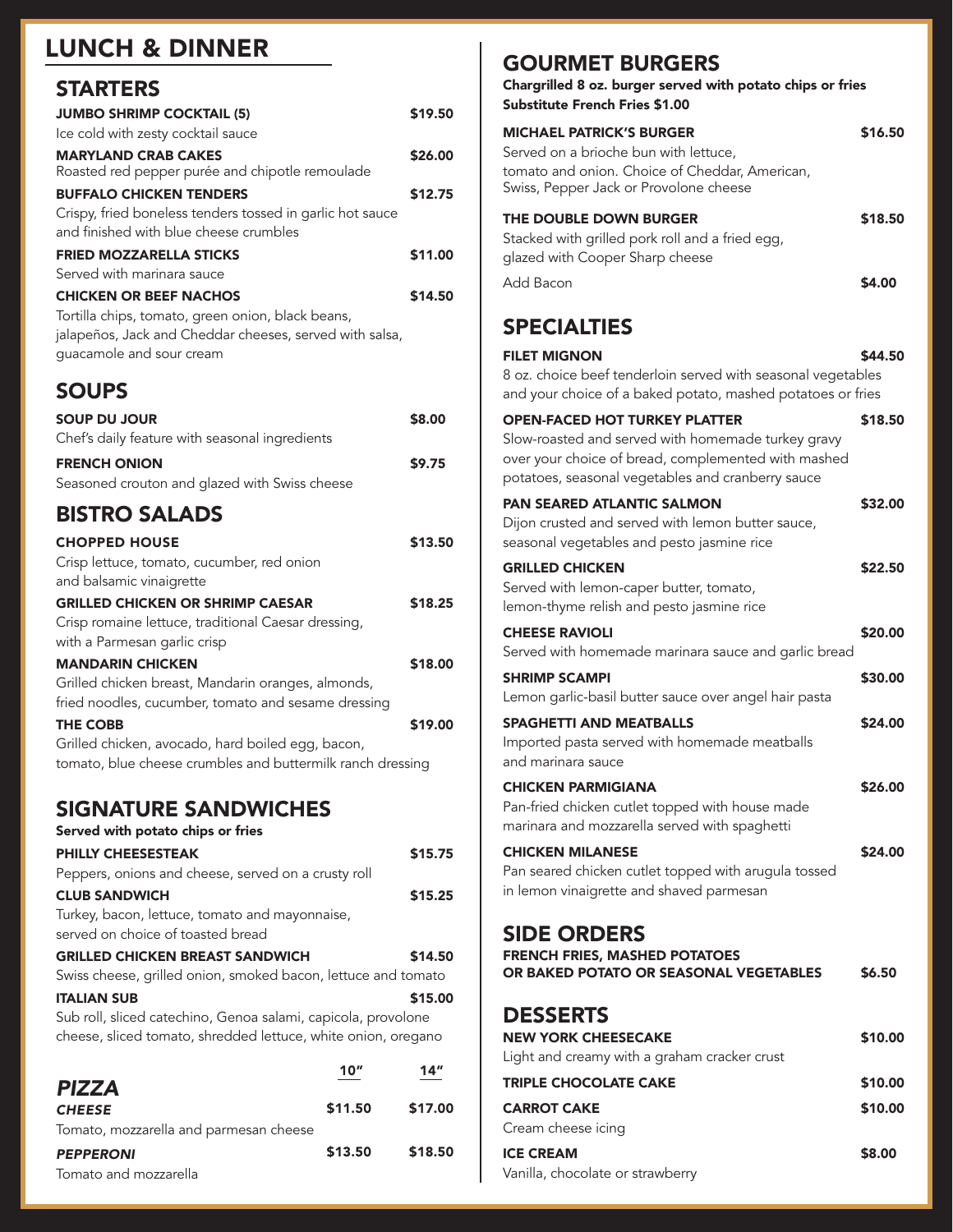# LUNCH & DINNER

## STARTERS

**JUMBO SHRIMP COCKTAIL (5)** $19.50
Ice cold with zesty cocktail sauce

**MARYLAND CRAB CAKES** $26.00
Roasted red pepper purée and chipotle remoulade

**BUFFALO CHICKEN TENDERS** $12.75
Crispy, fried boneless tenders tossed in garlic hot sauce and finished with blue cheese crumbles

**FRIED MOZZARELLA STICKS** $11.00
Served with marinara sauce

**CHICKEN OR BEEF NACHOS** $14.50
Tortilla chips, tomato, green onion, black beans, jalapeños, Jack and Cheddar cheeses, served with salsa, guacamole and sour cream

## SOUPS

**SOUP DU JOUR** $8.00
Chef's daily feature with seasonal ingredients

**FRENCH ONION** $9.75
Seasoned crouton and glazed with Swiss cheese

## BISTRO SALADS

**CHOPPED HOUSE** $13.50
Crisp lettuce, tomato, cucumber, red onion and balsamic vinaigrette

**GRILLED CHICKEN OR SHRIMP CAESAR** $18.25
Crisp romaine lettuce, traditional Caesar dressing, with a Parmesan garlic crisp

**MANDARIN CHICKEN** $18.00
Grilled chicken breast, Mandarin oranges, almonds, fried noodles, cucumber, tomato and sesame dressing

**THE COBB** $19.00
Grilled chicken, avocado, hard boiled egg, bacon, tomato, blue cheese crumbles and buttermilk ranch dressing

## SIGNATURE SANDWICHES

**Served with potato chips or fries**

**PHILLY CHEESESTEAK** $15.75
Peppers, onions and cheese, served on a crusty roll

**CLUB SANDWICH** $15.25
Turkey, bacon, lettuce, tomato and mayonnaise, served on choice of toasted bread

**GRILLED CHICKEN BREAST SANDWICH** $14.50
Swiss cheese, grilled onion, smoked bacon, lettuce and tomato

**ITALIAN SUB** $15.00
Sub roll, sliced catechino, Genoa salami, capicola, provolone cheese, sliced tomato, shredded lettuce, white onion, oregano

## *PIZZA*

| | 10" | 14" |
|---|---|---|
| ***CHEESE***<br>Tomato, mozzarella and parmesan cheese | $11.50 | $17.00 |
| ***PEPPERONI***<br>Tomato and mozzarella | $13.50 | $18.50 |

## GOURMET BURGERS

**Chargrilled 8 oz. burger served with potato chips or fries**
**Substitute French Fries $1.00**

**MICHAEL PATRICK'S BURGER** $16.50
Served on a brioche bun with lettuce, tomato and onion. Choice of Cheddar, American, Swiss, Pepper Jack or Provolone cheese

**THE DOUBLE DOWN BURGER** $18.50
Stacked with grilled pork roll and a fried egg, glazed with Cooper Sharp cheese

Add Bacon **$4.00**

## SPECIALTIES

**FILET MIGNON** $44.50
8 oz. choice beef tenderloin served with seasonal vegetables and your choice of a baked potato, mashed potatoes or fries

**OPEN-FACED HOT TURKEY PLATTER** $18.50
Slow-roasted and served with homemade turkey gravy over your choice of bread, complemented with mashed potatoes, seasonal vegetables and cranberry sauce

**PAN SEARED ATLANTIC SALMON** $32.00
Dijon crusted and served with lemon butter sauce, seasonal vegetables and pesto jasmine rice

**GRILLED CHICKEN** $22.50
Served with lemon-caper butter, tomato, lemon-thyme relish and pesto jasmine rice

**CHEESE RAVIOLI** $20.00
Served with homemade marinara sauce and garlic bread

**SHRIMP SCAMPI** $30.00
Lemon garlic-basil butter sauce over angel hair pasta

**SPAGHETTI AND MEATBALLS** $24.00
Imported pasta served with homemade meatballs and marinara sauce

**CHICKEN PARMIGIANA** $26.00
Pan-fried chicken cutlet topped with house made marinara and mozzarella served with spaghetti

**CHICKEN MILANESE** $24.00
Pan seared chicken cutlet topped with arugula tossed in lemon vinaigrette and shaved parmesan

## SIDE ORDERS

**FRENCH FRIES, MASHED POTATOES OR BAKED POTATO OR SEASONAL VEGETABLES** $6.50

## DESSERTS

**NEW YORK CHEESECAKE** $10.00
Light and creamy with a graham cracker crust

**TRIPLE CHOCOLATE CAKE** $10.00

**CARROT CAKE** $10.00
Cream cheese icing

**ICE CREAM** $8.00
Vanilla, chocolate or strawberry